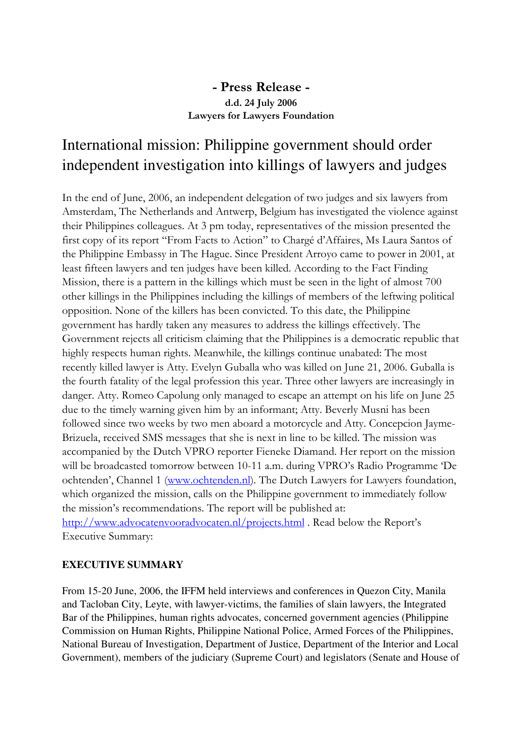**- Press Release -**

**d.d. 24 July 2006**

**Lawyers for Lawyers Foundation**

# International mission: Philippine government should order independent investigation into killings of lawyers and judges

In the end of June, 2006, an independent delegation of two judges and six lawyers from Amsterdam, The Netherlands and Antwerp, Belgium has investigated the violence against their Philippines colleagues. At 3 pm today, representatives of the mission presented the first copy of its report "From Facts to Action" to Chargé d'Affaires, Ms Laura Santos of the Philippine Embassy in The Hague. Since President Arroyo came to power in 2001, at least fifteen lawyers and ten judges have been killed. According to the Fact Finding Mission, there is a pattern in the killings which must be seen in the light of almost 700 other killings in the Philippines including the killings of members of the leftwing political opposition. None of the killers has been convicted. To this date, the Philippine government has hardly taken any measures to address the killings effectively. The Government rejects all criticism claiming that the Philippines is a democratic republic that highly respects human rights. Meanwhile, the killings continue unabated: The most recently killed lawyer is Atty. Evelyn Guballa who was killed on June 21, 2006. Guballa is the fourth fatality of the legal profession this year. Three other lawyers are increasingly in danger. Atty. Romeo Capolung only managed to escape an attempt on his life on June 25 due to the timely warning given him by an informant; Atty. Beverly Musni has been followed since two weeks by two men aboard a motorcycle and Atty. Concepcion Jayme-Brizuela, received SMS messages that she is next in line to be killed. The mission was accompanied by the Dutch VPRO reporter Fieneke Diamand. Her report on the mission will be broadcasted tomorrow between 10-11 a.m. during VPRO's Radio Programme 'De ochtenden', Channel 1 (www.ochtenden.nl). The Dutch Lawyers for Lawyers foundation, which organized the mission, calls on the Philippine government to immediately follow the mission's recommendations. The report will be published at: http://www.advocatenvooradvocaten.nl/projects.html . Read below the Report's Executive Summary:

## EXECUTIVE SUMMARY

From 15-20 June, 2006, the IFFM held interviews and conferences in Quezon City, Manila and Tacloban City, Leyte, with lawyer-victims, the families of slain lawyers, the Integrated Bar of the Philippines, human rights advocates, concerned government agencies (Philippine Commission on Human Rights, Philippine National Police, Armed Forces of the Philippines, National Bureau of Investigation, Department of Justice, Department of the Interior and Local Government), members of the judiciary (Supreme Court) and legislators (Senate and House of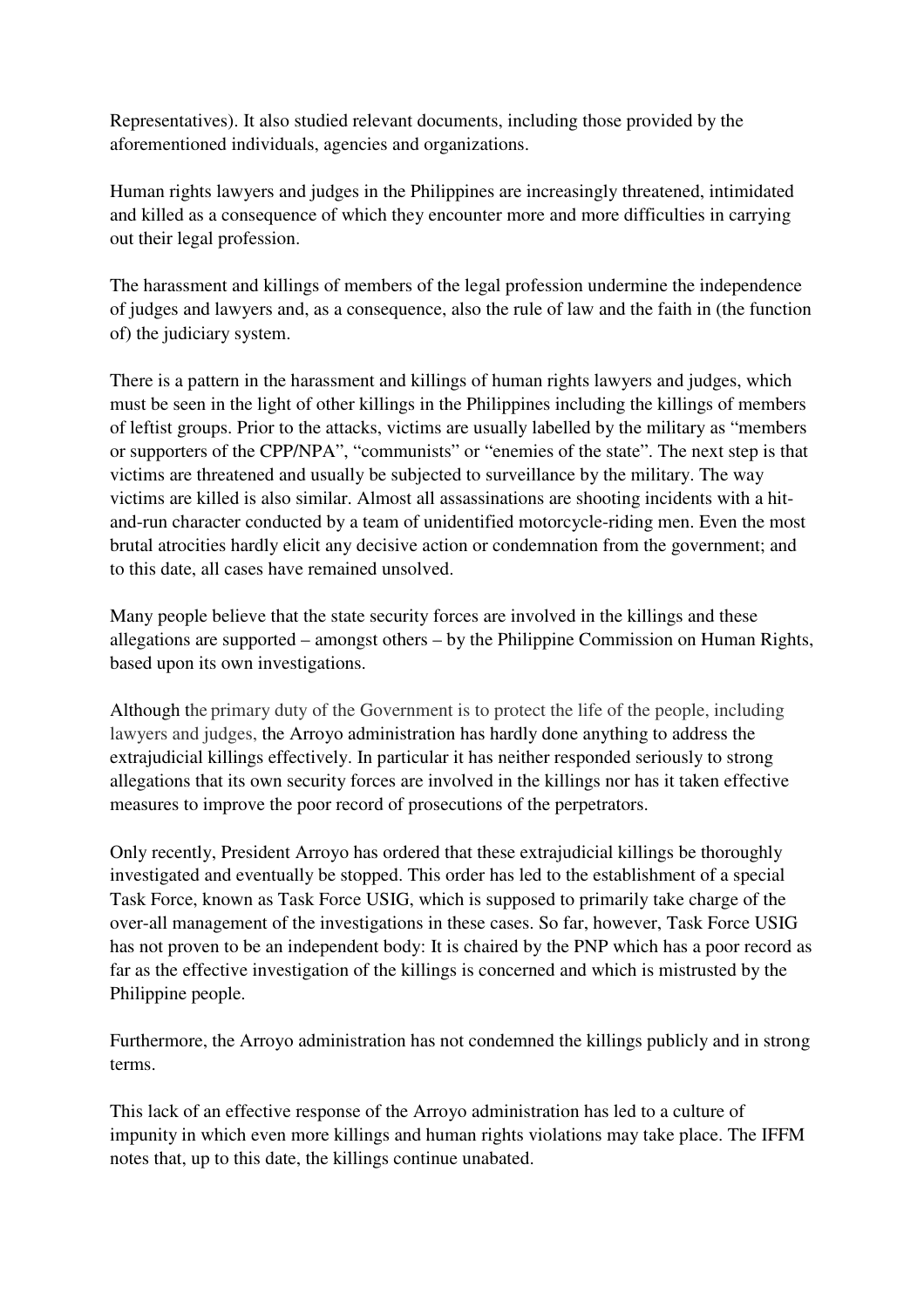Representatives). It also studied relevant documents, including those provided by the aforementioned individuals, agencies and organizations.

Human rights lawyers and judges in the Philippines are increasingly threatened, intimidated and killed as a consequence of which they encounter more and more difficulties in carrying out their legal profession.

The harassment and killings of members of the legal profession undermine the independence of judges and lawyers and, as a consequence, also the rule of law and the faith in (the function of) the judiciary system.

There is a pattern in the harassment and killings of human rights lawyers and judges, which must be seen in the light of other killings in the Philippines including the killings of members of leftist groups. Prior to the attacks, victims are usually labelled by the military as "members or supporters of the CPP/NPA", "communists" or "enemies of the state". The next step is that victims are threatened and usually be subjected to surveillance by the military. The way victims are killed is also similar. Almost all assassinations are shooting incidents with a hit-and-run character conducted by a team of unidentified motorcycle-riding men. Even the most brutal atrocities hardly elicit any decisive action or condemnation from the government; and to this date, all cases have remained unsolved.

Many people believe that the state security forces are involved in the killings and these allegations are supported – amongst others – by the Philippine Commission on Human Rights, based upon its own investigations.

Although the primary duty of the Government is to protect the life of the people, including lawyers and judges, the Arroyo administration has hardly done anything to address the extrajudicial killings effectively. In particular it has neither responded seriously to strong allegations that its own security forces are involved in the killings nor has it taken effective measures to improve the poor record of prosecutions of the perpetrators.

Only recently, President Arroyo has ordered that these extrajudicial killings be thoroughly investigated and eventually be stopped. This order has led to the establishment of a special Task Force, known as Task Force USIG, which is supposed to primarily take charge of the over-all management of the investigations in these cases. So far, however, Task Force USIG has not proven to be an independent body: It is chaired by the PNP which has a poor record as far as the effective investigation of the killings is concerned and which is mistrusted by the Philippine people.

Furthermore, the Arroyo administration has not condemned the killings publicly and in strong terms.

This lack of an effective response of the Arroyo administration has led to a culture of impunity in which even more killings and human rights violations may take place. The IFFM notes that, up to this date, the killings continue unabated.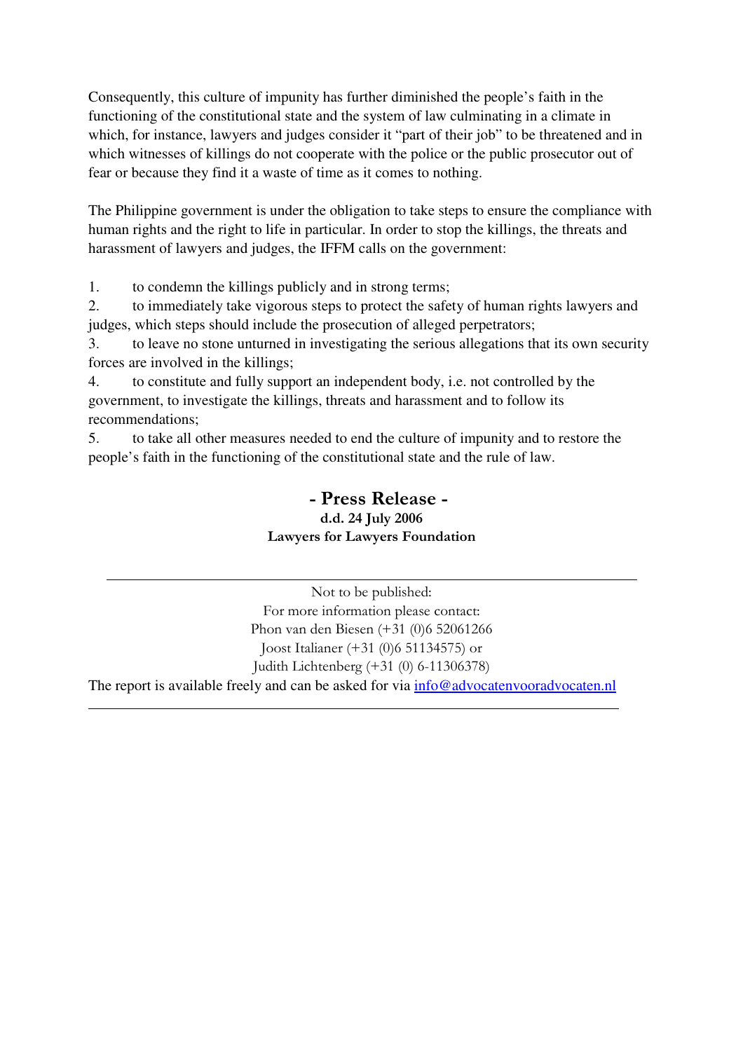Consequently, this culture of impunity has further diminished the people's faith in the functioning of the constitutional state and the system of law culminating in a climate in which, for instance, lawyers and judges consider it "part of their job" to be threatened and in which witnesses of killings do not cooperate with the police or the public prosecutor out of fear or because they find it a waste of time as it comes to nothing.

The Philippine government is under the obligation to take steps to ensure the compliance with human rights and the right to life in particular. In order to stop the killings, the threats and harassment of lawyers and judges, the IFFM calls on the government:

1. to condemn the killings publicly and in strong terms;
2. to immediately take vigorous steps to protect the safety of human rights lawyers and judges, which steps should include the prosecution of alleged perpetrators;
3. to leave no stone unturned in investigating the serious allegations that its own security forces are involved in the killings;
4. to constitute and fully support an independent body, i.e. not controlled by the government, to investigate the killings, threats and harassment and to follow its recommendations;
5. to take all other measures needed to end the culture of impunity and to restore the people's faith in the functioning of the constitutional state and the rule of law.

## - Press Release -

**d.d. 24 July 2006**

**Lawyers for Lawyers Foundation**

---

Not to be published:
For more information please contact:
Phon van den Biesen (+31 (0)6 52061266
Joost Italianer (+31 (0)6 51134575) or
Judith Lichtenberg (+31 (0) 6-11306378)

The report is available freely and can be asked for via info@advocatenvooradvocaten.nl

---